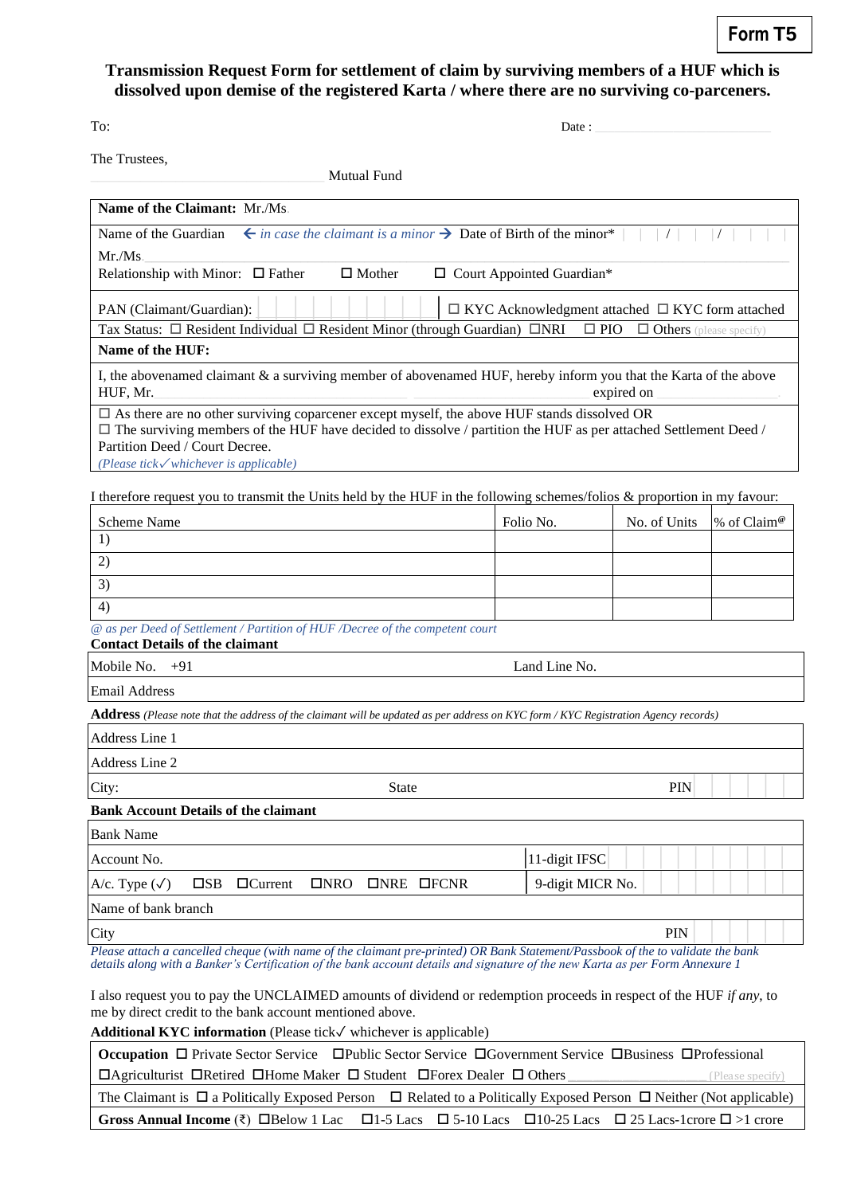**Form T5**

# Transmission Request Form for settlement of claim by surviving members of a HUF which is dissolved upon demise of the registered Karta / where there are no surviving co-parceners.

To: Date :

The Trustees,

Mutual Fund

**Name of the Claimant:** Mr./Ms.

Name of the Guardian ← *in case the claimant is a minor* → Date of Birth of the minor* / /

Mr./Ms.

Relationship with Minor: ☐ Father ☐ Mother ☐ Court Appointed Guardian*

PAN (Claimant/Guardian): ☐ KYC Acknowledgment attached ☐ KYC form attached

Tax Status: ☐ Resident Individual ☐ Resident Minor (through Guardian) ☐NRI ☐ PIO ☐ Others (please specify)

**Name of the HUF:**

I, the abovenamed claimant & a surviving member of abovenamed HUF, hereby inform you that the Karta of the above HUF, Mr. expired on .

☐ As there are no other surviving coparcener except myself, the above HUF stands dissolved OR
☐ The surviving members of the HUF have decided to dissolve / partition the HUF as per attached Settlement Deed / Partition Deed / Court Decree.
*(Please tick✓whichever is applicable)*

I therefore request you to transmit the Units held by the HUF in the following schemes/folios & proportion in my favour:

| Scheme Name | Folio No. | No. of Units | % of Claim@ |
|---|---|---|---|
| 1) | | | |
| 2) | | | |
| 3) | | | |
| 4) | | | |

*@ as per Deed of Settlement / Partition of HUF /Decree of the competent court*

**Contact Details of the claimant**

Mobile No. +91 Land Line No.

Email Address

**Address** *(Please note that the address of the claimant will be updated as per address on KYC form / KYC Registration Agency records)*

Address Line 1

Address Line 2

City: State PIN

**Bank Account Details of the claimant**

Bank Name

Account No. 11-digit IFSC

A/c. Type (✓) ☐SB ☐Current ☐NRO ☐NRE ☐FCNR 9-digit MICR No.

Name of bank branch

City PIN

*Please attach a cancelled cheque (with name of the claimant pre-printed) OR Bank Statement/Passbook of the to validate the bank details along with a Banker's Certification of the bank account details and signature of the new Karta as per Form Annexure 1*

I also request you to pay the UNCLAIMED amounts of dividend or redemption proceeds in respect of the HUF *if any*, to me by direct credit to the bank account mentioned above.

**Additional KYC information** (Please tick✓ whichever is applicable)

**Occupation** ☐ Private Sector Service ☐Public Sector Service ☐Government Service ☐Business ☐Professional ☐Agriculturist ☐Retired ☐Home Maker ☐ Student ☐Forex Dealer ☐ Others (Please specify)

The Claimant is ☐ a Politically Exposed Person ☐ Related to a Politically Exposed Person ☐ Neither (Not applicable)

**Gross Annual Income** (₹) ☐Below 1 Lac ☐1-5 Lacs ☐ 5-10 Lacs ☐10-25 Lacs ☐ 25 Lacs-1crore ☐ >1 crore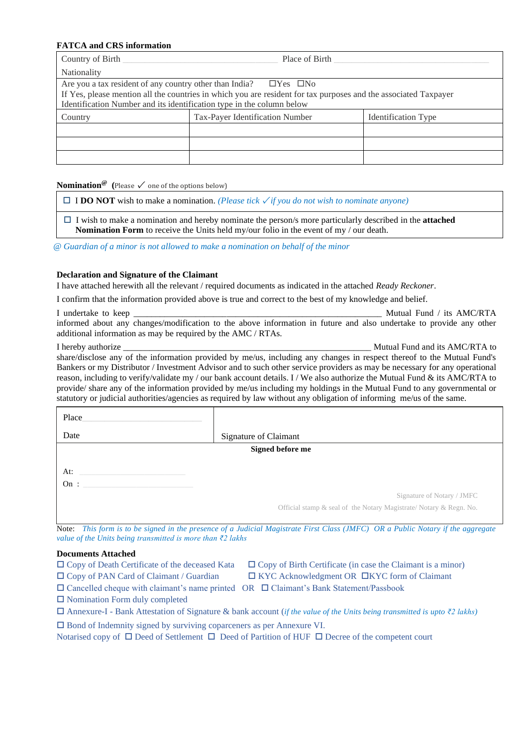### FATCA and CRS information

| | | |
|---|---|---|
| Country of Birth ______________________ | Place of Birth ______________________ | |
| Nationality | | |
| Are you a tax resident of any country other than India? ☐Yes ☐No<br>If Yes, please mention all the countries in which you are resident for tax purposes and the associated Taxpayer Identification Number and its identification type in the column below | | |
| Country | Tax-Payer Identification Number | Identification Type |
| | | |
| | | |
| | | |

**Nomination@** (Please ✓ one of the options below)

☐ I **DO NOT** wish to make a nomination. *(Please tick ✓ if you do not wish to nominate anyone)*

☐ I wish to make a nomination and hereby nominate the person/s more particularly described in the **attached Nomination Form** to receive the Units held my/our folio in the event of my / our death.

*@ Guardian of a minor is not allowed to make a nomination on behalf of the minor*

### Declaration and Signature of the Claimant

I have attached herewith all the relevant / required documents as indicated in the attached *Ready Reckoner*.

I confirm that the information provided above is true and correct to the best of my knowledge and belief.

I undertake to keep ________________________________________________ Mutual Fund / its AMC/RTA informed about any changes/modification to the above information in future and also undertake to provide any other additional information as may be required by the AMC / RTAs.

I hereby authorize ________________________________________________ Mutual Fund and its AMC/RTA to share/disclose any of the information provided by me/us, including any changes in respect thereof to the Mutual Fund's Bankers or my Distributor / Investment Advisor and to such other service providers as may be necessary for any operational reason, including to verify/validate my / our bank account details. I / We also authorize the Mutual Fund & its AMC/RTA to provide/ share any of the information provided by me/us including my holdings in the Mutual Fund to any governmental or statutory or judicial authorities/agencies as required by law without any obligation of informing me/us of the same.

| | |
|---|---|
| Place ______________________<br><br>Date | Signature of Claimant |
| **Signed before me**<br><br>At: ______________________<br>On : ______________________ | Signature of Notary / JMFC<br><br>Official stamp & seal of the Notary Magistrate/ Notary & Regn. No. |

Note: *This form is to be signed in the presence of a Judicial Magistrate First Class (JMFC) OR a Public Notary if the aggregate value of the Units being transmitted is more than ₹2 lakhs*

### Documents Attached

☐ Copy of Death Certificate of the deceased Kata ☐ Copy of Birth Certificate (in case the Claimant is a minor)
☐ Copy of PAN Card of Claimant / Guardian ☐ KYC Acknowledgment OR ☐KYC form of Claimant
☐ Cancelled cheque with claimant's name printed OR ☐ Claimant's Bank Statement/Passbook
☐ Nomination Form duly completed
☐ Annexure-I - Bank Attestation of Signature & bank account (*if the value of the Units being transmitted is upto ₹2 lakhs)*
☐ Bond of Indemnity signed by surviving coparceners as per Annexure VI.
Notarised copy of ☐ Deed of Settlement ☐ Deed of Partition of HUF ☐ Decree of the competent court